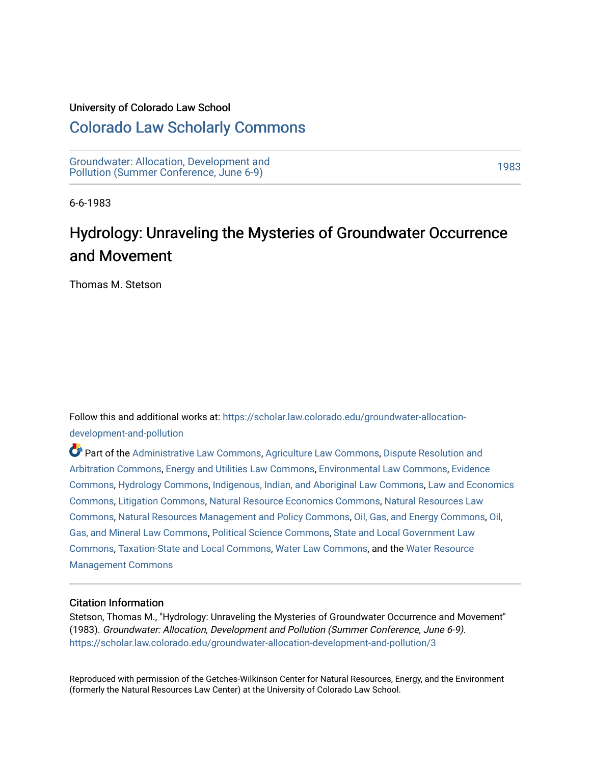University of Colorado Law School

## Colorado Law Scholarly Commons

Groundwater: Allocation, Development and Pollution (Summer Conference, June 6-9)

1983

6-6-1983

# Hydrology: Unraveling the Mysteries of Groundwater Occurrence and Movement

Thomas M. Stetson

Follow this and additional works at: https://scholar.law.colorado.edu/groundwater-allocation-development-and-pollution

Part of the Administrative Law Commons, Agriculture Law Commons, Dispute Resolution and Arbitration Commons, Energy and Utilities Law Commons, Environmental Law Commons, Evidence Commons, Hydrology Commons, Indigenous, Indian, and Aboriginal Law Commons, Law and Economics Commons, Litigation Commons, Natural Resource Economics Commons, Natural Resources Law Commons, Natural Resources Management and Policy Commons, Oil, Gas, and Energy Commons, Oil, Gas, and Mineral Law Commons, Political Science Commons, State and Local Government Law Commons, Taxation-State and Local Commons, Water Law Commons, and the Water Resource Management Commons

### Citation Information

Stetson, Thomas M., "Hydrology: Unraveling the Mysteries of Groundwater Occurrence and Movement" (1983). *Groundwater: Allocation, Development and Pollution (Summer Conference, June 6-9).* https://scholar.law.colorado.edu/groundwater-allocation-development-and-pollution/3

Reproduced with permission of the Getches-Wilkinson Center for Natural Resources, Energy, and the Environment (formerly the Natural Resources Law Center) at the University of Colorado Law School.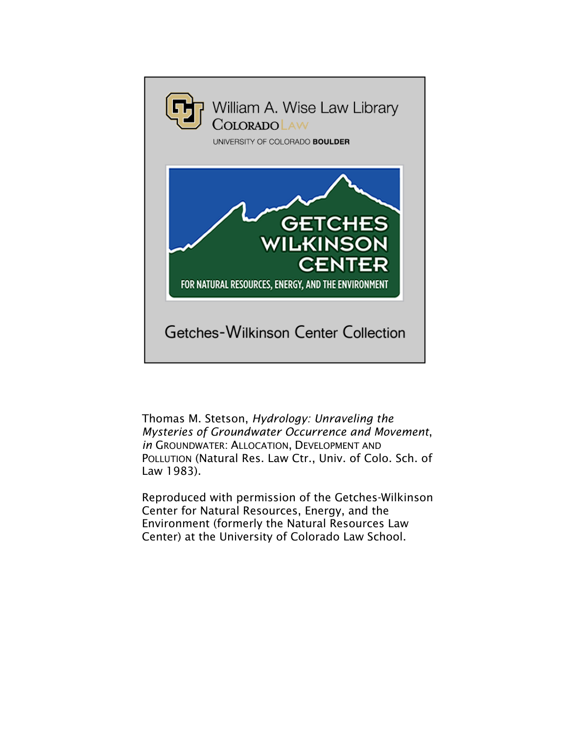William A. Wise Law Library
COLORADO LAW
UNIVERSITY OF COLORADO **BOULDER**

GETCHES WILKINSON CENTER
FOR NATURAL RESOURCES, ENERGY, AND THE ENVIRONMENT

Getches-Wilkinson Center Collection

Thomas M. Stetson, *Hydrology: Unraveling the Mysteries of Groundwater Occurrence and Movement*, *in* GROUNDWATER: ALLOCATION, DEVELOPMENT AND POLLUTION (Natural Res. Law Ctr., Univ. of Colo. Sch. of Law 1983).

Reproduced with permission of the Getches-Wilkinson Center for Natural Resources, Energy, and the Environment (formerly the Natural Resources Law Center) at the University of Colorado Law School.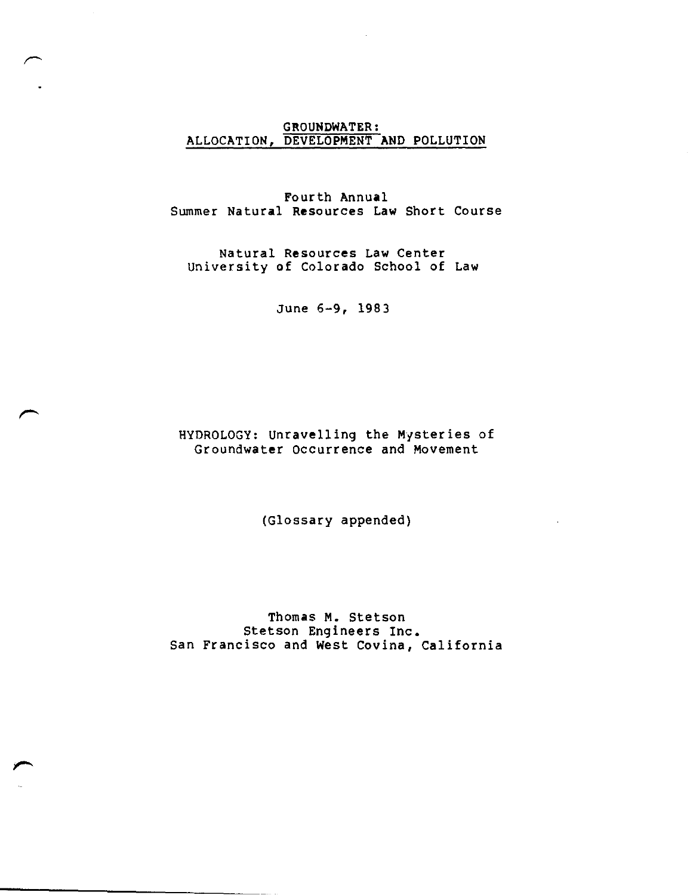GROUNDWATER:
ALLOCATION, DEVELOPMENT AND POLLUTION

Fourth Annual
Summer Natural Resources Law Short Course

Natural Resources Law Center
University of Colorado School of Law

June 6-9, 1983

HYDROLOGY: Unravelling the Mysteries of
Groundwater Occurrence and Movement

(Glossary appended)

Thomas M. Stetson
Stetson Engineers Inc.
San Francisco and West Covina, California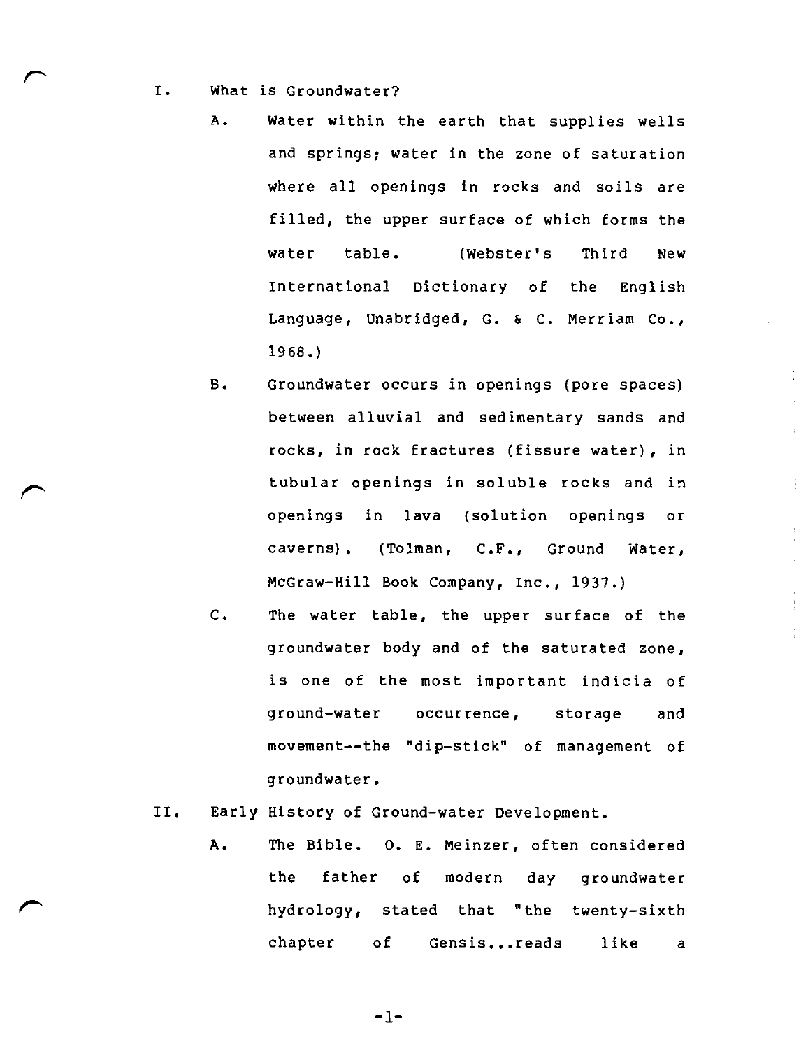I. What is Groundwater?

   A. Water within the earth that supplies wells and springs; water in the zone of saturation where all openings in rocks and soils are filled, the upper surface of which forms the water table. (Webster's Third New International Dictionary of the English Language, Unabridged, G. & C. Merriam Co., 1968.)

   B. Groundwater occurs in openings (pore spaces) between alluvial and sedimentary sands and rocks, in rock fractures (fissure water), in tubular openings in soluble rocks and in openings in lava (solution openings or caverns). (Tolman, C.F., Ground Water, McGraw-Hill Book Company, Inc., 1937.)

   C. The water table, the upper surface of the groundwater body and of the saturated zone, is one of the most important indicia of ground-water occurrence, storage and movement--the "dip-stick" of management of groundwater.

II. Early History of Ground-water Development.

   A. The Bible. O. E. Meinzer, often considered the father of modern day groundwater hydrology, stated that "the twenty-sixth chapter of Gensis...reads like a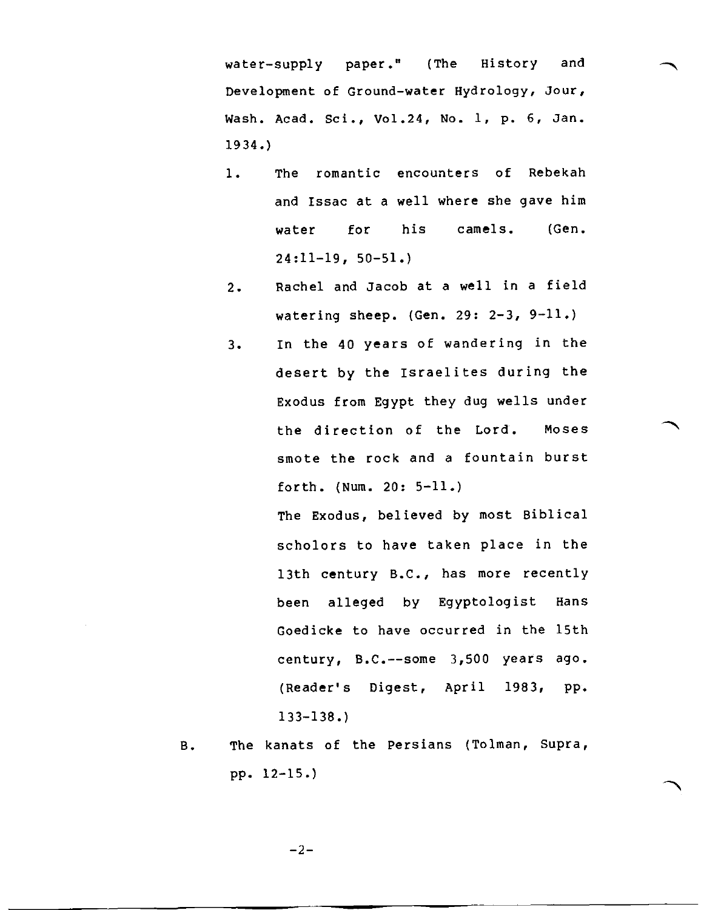water-supply paper." (The History and Development of Ground-water Hydrology, Jour, Wash. Acad. Sci., Vol.24, No. 1, p. 6, Jan. 1934.)

1. The romantic encounters of Rebekah and Issac at a well where she gave him water for his camels. (Gen. 24:11-19, 50-51.)

2. Rachel and Jacob at a well in a field watering sheep. (Gen. 29: 2-3, 9-11.)

3. In the 40 years of wandering in the desert by the Israelites during the Exodus from Egypt they dug wells under the direction of the Lord. Moses smote the rock and a fountain burst forth. (Num. 20: 5-11.)

   The Exodus, believed by most Biblical scholors to have taken place in the 13th century B.C., has more recently been alleged by Egyptologist Hans Goedicke to have occurred in the 15th century, B.C.--some 3,500 years ago. (Reader's Digest, April 1983, pp. 133-138.)

B. The kanats of the Persians (Tolman, Supra, pp. 12-15.)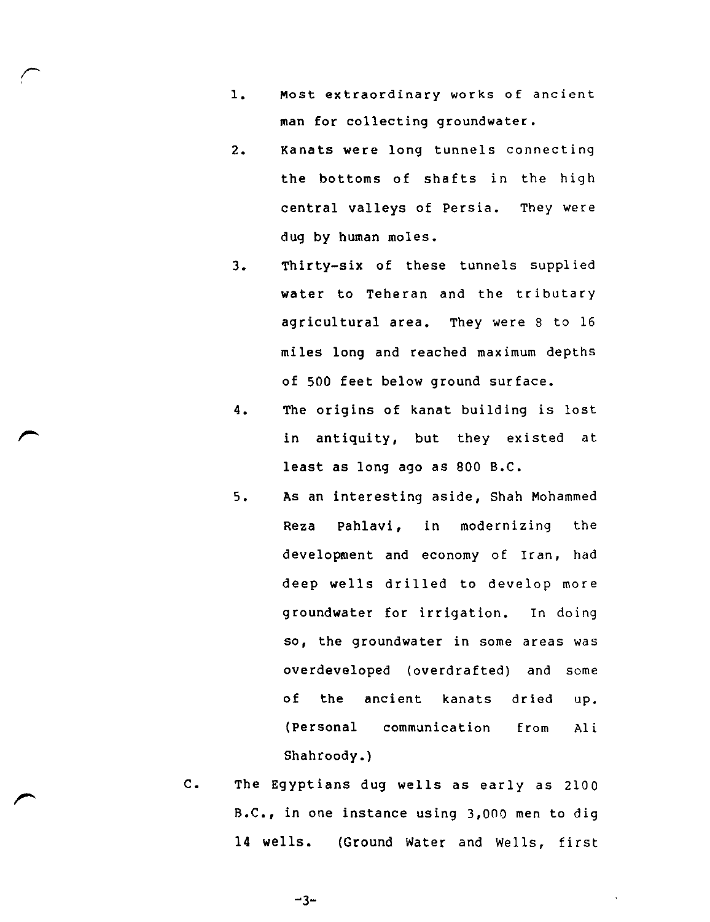1. Most extraordinary works of ancient man for collecting groundwater.

2. Kanats were long tunnels connecting the bottoms of shafts in the high central valleys of Persia. They were dug by human moles.

3. Thirty-six of these tunnels supplied water to Teheran and the tributary agricultural area. They were 8 to 16 miles long and reached maximum depths of 500 feet below ground surface.

4. The origins of kanat building is lost in antiquity, but they existed at least as long ago as 800 B.C.

5. As an interesting aside, Shah Mohammed Reza Pahlavi, in modernizing the development and economy of Iran, had deep wells drilled to develop more groundwater for irrigation. In doing so, the groundwater in some areas was overdeveloped (overdrafted) and some of the ancient kanats dried up. (Personal communication from Ali Shahroody.)

C. The Egyptians dug wells as early as 2100 B.C., in one instance using 3,000 men to dig 14 wells. (Ground Water and Wells, first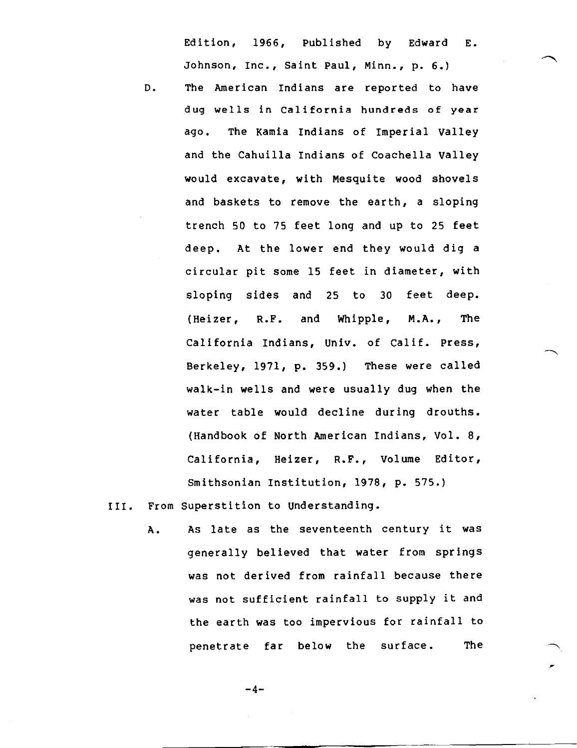Edition, 1966, Published by Edward E. Johnson, Inc., Saint Paul, Minn., p. 6.)

D. The American Indians are reported to have dug wells in California hundreds of year ago. The Kamia Indians of Imperial Valley and the Cahuilla Indians of Coachella Valley would excavate, with Mesquite wood shovels and baskets to remove the earth, a sloping trench 50 to 75 feet long and up to 25 feet deep. At the lower end they would dig a circular pit some 15 feet in diameter, with sloping sides and 25 to 30 feet deep. (Heizer, R.F. and Whipple, M.A., The California Indians, Univ. of Calif. Press, Berkeley, 1971, p. 359.) These were called walk-in wells and were usually dug when the water table would decline during drouths. (Handbook of North American Indians, Vol. 8, California, Heizer, R.F., Volume Editor, Smithsonian Institution, 1978, p. 575.)

III. From Superstition to Understanding.

A. As late as the seventeenth century it was generally believed that water from springs was not derived from rainfall because there was not sufficient rainfall to supply it and the earth was too impervious for rainfall to penetrate far below the surface. The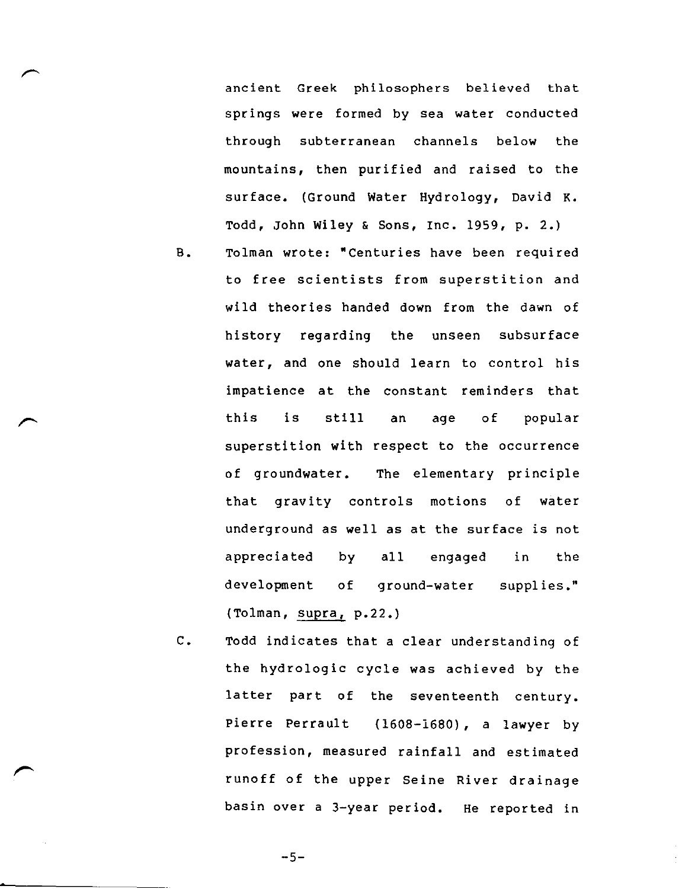ancient Greek philosophers believed that springs were formed by sea water conducted through subterranean channels below the mountains, then purified and raised to the surface. (Ground Water Hydrology, David K. Todd, John Wiley & Sons, Inc. 1959, p. 2.)

B. Tolman wrote: "Centuries have been required to free scientists from superstition and wild theories handed down from the dawn of history regarding the unseen subsurface water, and one should learn to control his impatience at the constant reminders that this is still an age of popular superstition with respect to the occurrence of groundwater. The elementary principle that gravity controls motions of water underground as well as at the surface is not appreciated by all engaged in the development of ground-water supplies." (Tolman, _supra,_ p.22.)

C. Todd indicates that a clear understanding of the hydrologic cycle was achieved by the latter part of the seventeenth century. Pierre Perrault (1608-1680), a lawyer by profession, measured rainfall and estimated runoff of the upper Seine River drainage basin over a 3-year period. He reported in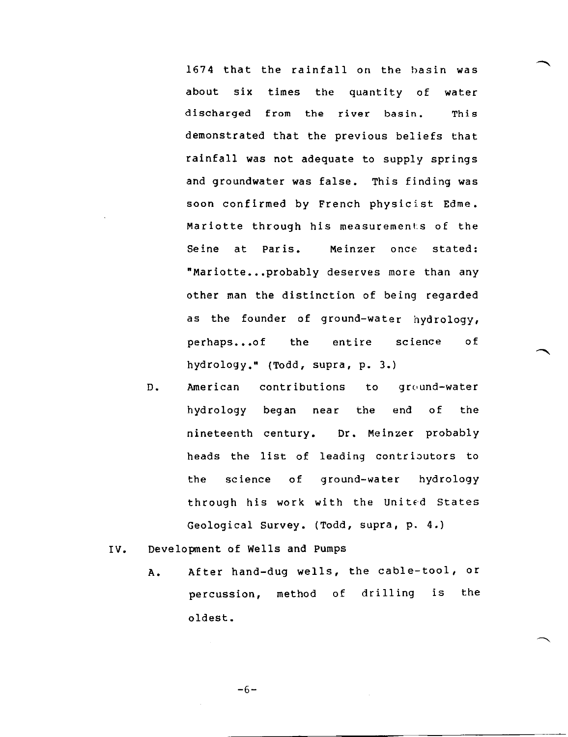1674 that the rainfall on the basin was about six times the quantity of water discharged from the river basin. This demonstrated that the previous beliefs that rainfall was not adequate to supply springs and groundwater was false. This finding was soon confirmed by French physicist Edme. Mariotte through his measurements of the Seine at Paris. Meinzer once stated: "Mariotte...probably deserves more than any other man the distinction of being regarded as the founder of ground-water hydrology, perhaps...of the entire science of hydrology." (Todd, supra, p. 3.)

D. American contributions to ground-water hydrology began near the end of the nineteenth century. Dr. Meinzer probably heads the list of leading contributors to the science of ground-water hydrology through his work with the United States Geological Survey. (Todd, supra, p. 4.)

IV. Development of Wells and Pumps

A. After hand-dug wells, the cable-tool, or percussion, method of drilling is the oldest.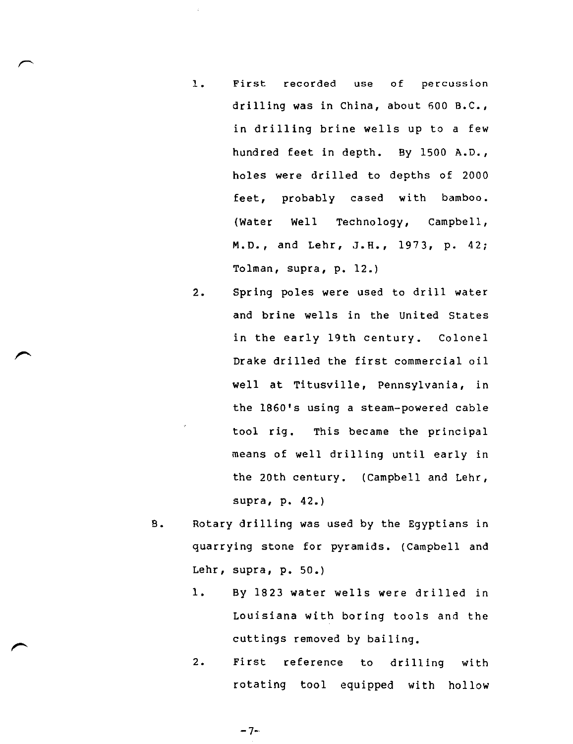1. First recorded use of percussion drilling was in China, about 600 B.C., in drilling brine wells up to a few hundred feet in depth. By 1500 A.D., holes were drilled to depths of 2000 feet, probably cased with bamboo. (Water Well Technology, Campbell, M.D., and Lehr, J.H., 1973, p. 42; Tolman, supra, p. 12.)

2. Spring poles were used to drill water and brine wells in the United States in the early 19th century. Colonel Drake drilled the first commercial oil well at Titusville, Pennsylvania, in the 1860's using a steam-powered cable tool rig. This became the principal means of well drilling until early in the 20th century. (Campbell and Lehr, supra, p. 42.)

B. Rotary drilling was used by the Egyptians in quarrying stone for pyramids. (Campbell and Lehr, supra, p. 50.)

1. By 1823 water wells were drilled in Louisiana with boring tools and the cuttings removed by bailing.

2. First reference to drilling with rotating tool equipped with hollow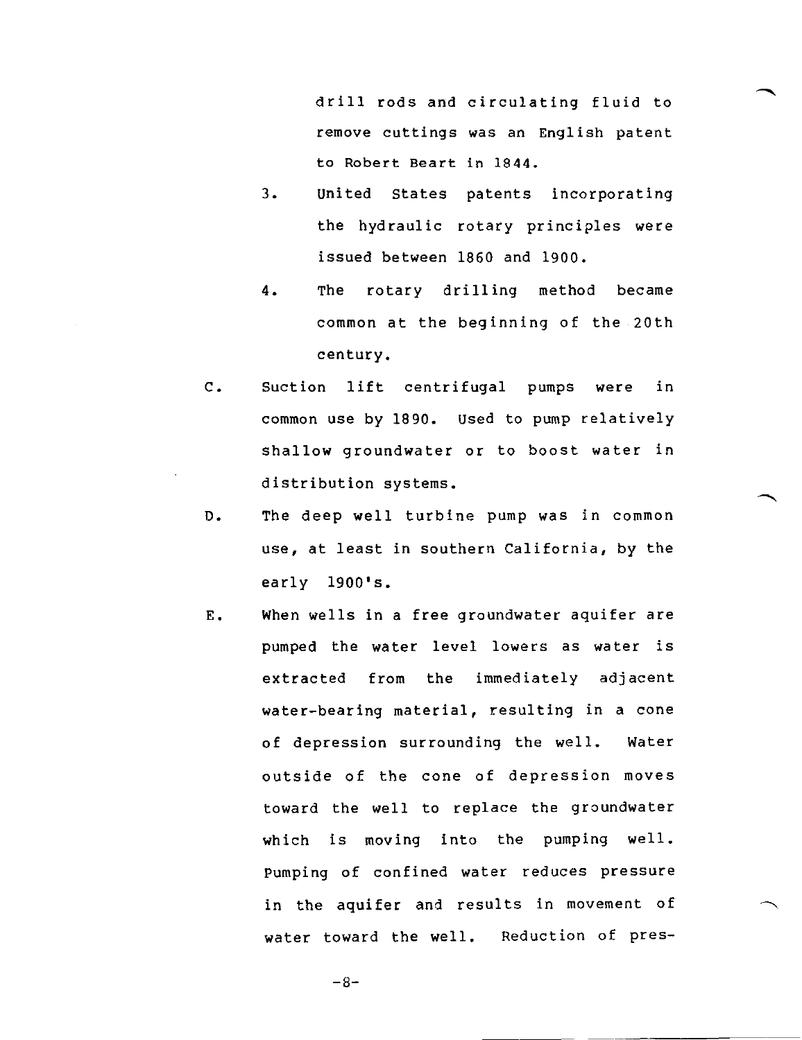drill rods and circulating fluid to remove cuttings was an English patent to Robert Beart in 1844.

3. United States patents incorporating the hydraulic rotary principles were issued between 1860 and 1900.

4. The rotary drilling method became common at the beginning of the 20th century.

C. Suction lift centrifugal pumps were in common use by 1890. Used to pump relatively shallow groundwater or to boost water in distribution systems.

D. The deep well turbine pump was in common use, at least in southern California, by the early 1900's.

E. When wells in a free groundwater aquifer are pumped the water level lowers as water is extracted from the immediately adjacent water-bearing material, resulting in a cone of depression surrounding the well. Water outside of the cone of depression moves toward the well to replace the groundwater which is moving into the pumping well. Pumping of confined water reduces pressure in the aquifer and results in movement of water toward the well. Reduction of pres-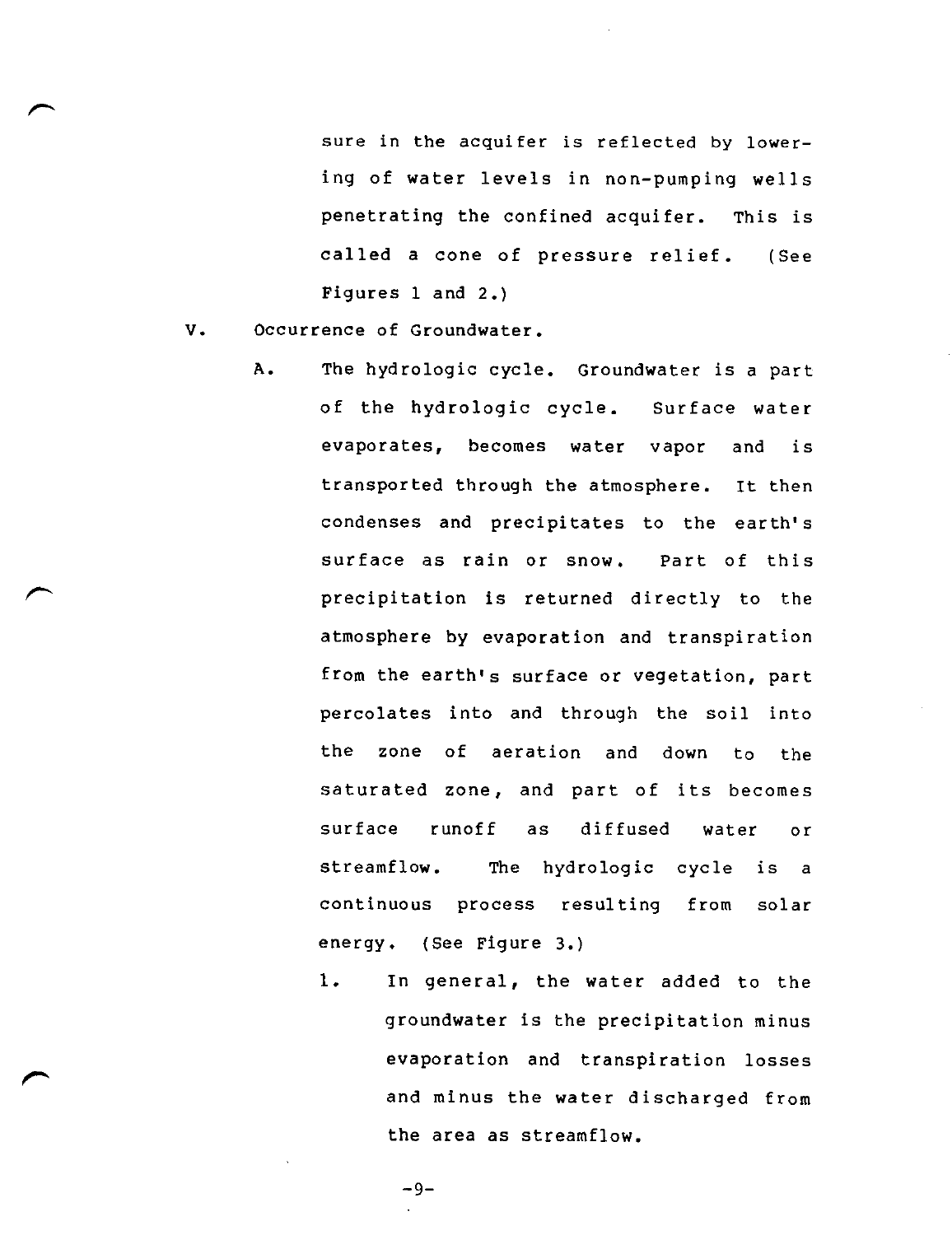sure in the acquifer is reflected by lowering of water levels in non-pumping wells penetrating the confined acquifer. This is called a cone of pressure relief. (See Figures 1 and 2.)

V. Occurrence of Groundwater.

A. The hydrologic cycle. Groundwater is a part of the hydrologic cycle. Surface water evaporates, becomes water vapor and is transported through the atmosphere. It then condenses and precipitates to the earth's surface as rain or snow. Part of this precipitation is returned directly to the atmosphere by evaporation and transpiration from the earth's surface or vegetation, part percolates into and through the soil into the zone of aeration and down to the saturated zone, and part of its becomes surface runoff as diffused water or streamflow. The hydrologic cycle is a continuous process resulting from solar energy. (See Figure 3.)

1. In general, the water added to the groundwater is the precipitation minus evaporation and transpiration losses and minus the water discharged from the area as streamflow.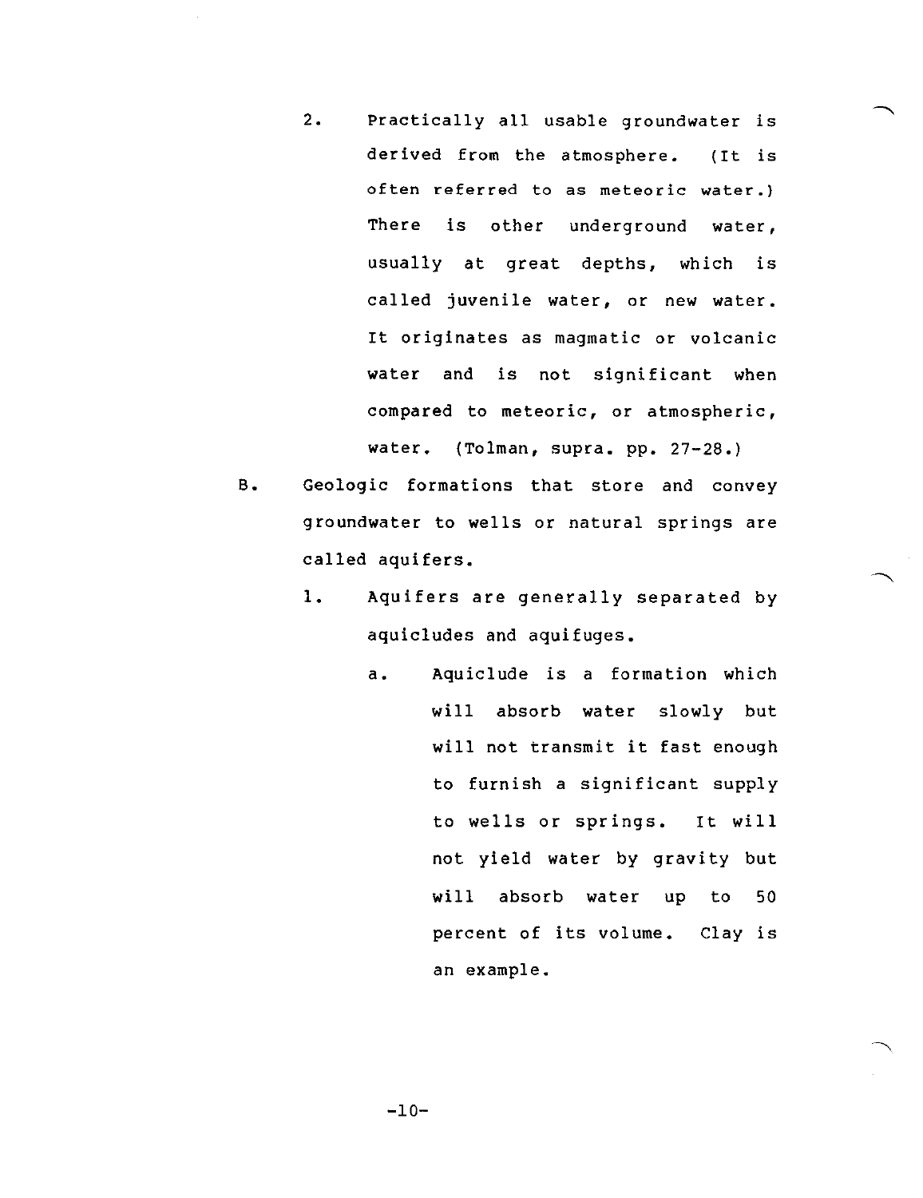2. Practically all usable groundwater is derived from the atmosphere. (It is often referred to as meteoric water.) There is other underground water, usually at great depths, which is called juvenile water, or new water. It originates as magmatic or volcanic water and is not significant when compared to meteoric, or atmospheric, water. (Tolman, supra. pp. 27-28.)

B. Geologic formations that store and convey groundwater to wells or natural springs are called aquifers.

   1. Aquifers are generally separated by aquicludes and aquifuges.

      a. Aquiclude is a formation which will absorb water slowly but will not transmit it fast enough to furnish a significant supply to wells or springs. It will not yield water by gravity but will absorb water up to 50 percent of its volume. Clay is an example.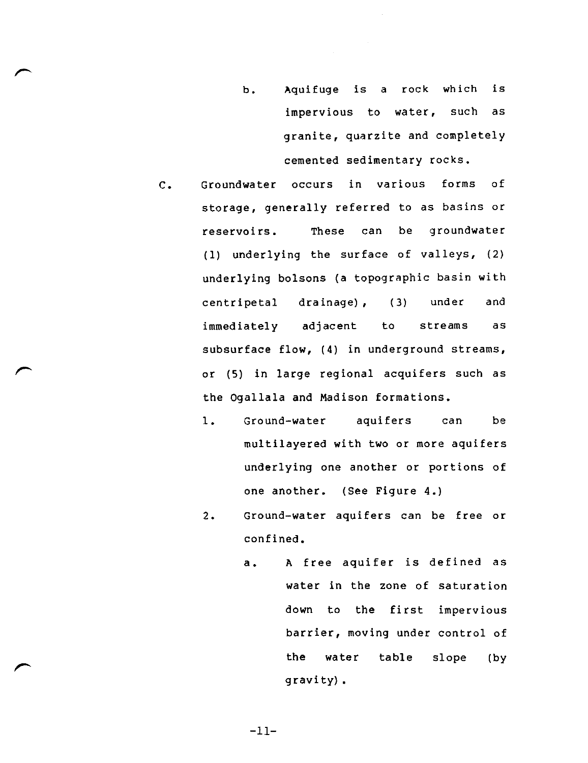b. Aquifuge is a rock which is impervious to water, such as granite, quarzite and completely cemented sedimentary rocks.

C. Groundwater occurs in various forms of storage, generally referred to as basins or reservoirs. These can be groundwater (1) underlying the surface of valleys, (2) underlying bolsons (a topographic basin with centripetal drainage), (3) under and immediately adjacent to streams as subsurface flow, (4) in underground streams, or (5) in large regional acquifers such as the Ogallala and Madison formations.

1. Ground-water aquifers can be multilayered with two or more aquifers underlying one another or portions of one another. (See Figure 4.)

2. Ground-water aquifers can be free or confined.

   a. A free aquifer is defined as water in the zone of saturation down to the first impervious barrier, moving under control of the water table slope (by gravity).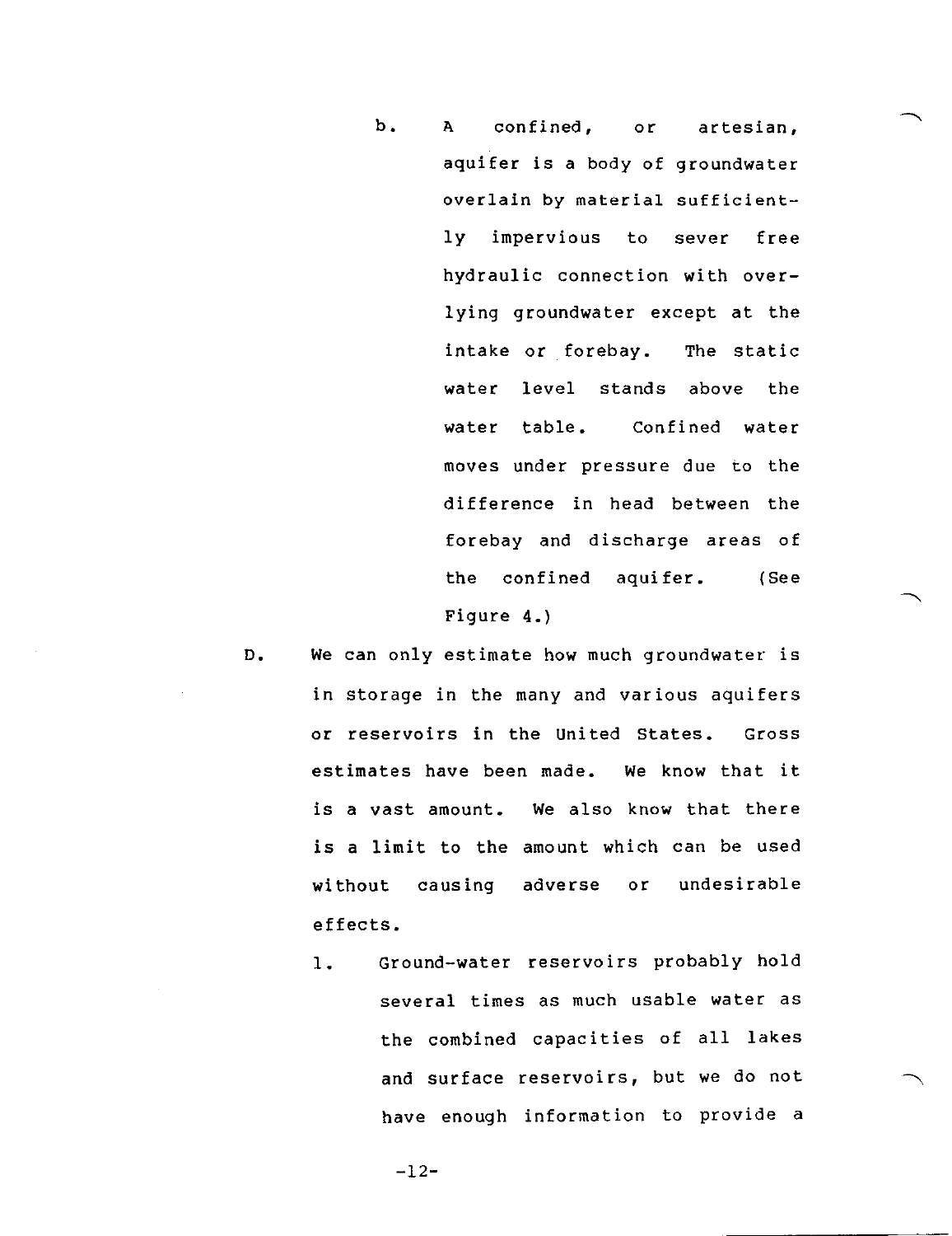b. A confined, or artesian, aquifer is a body of groundwater overlain by material sufficiently impervious to sever free hydraulic connection with overlying groundwater except at the intake or forebay. The static water level stands above the water table. Confined water moves under pressure due to the difference in head between the forebay and discharge areas of the confined aquifer. (See Figure 4.)

D. We can only estimate how much groundwater is in storage in the many and various aquifers or reservoirs in the United States. Gross estimates have been made. We know that it is a vast amount. We also know that there is a limit to the amount which can be used without causing adverse or undesirable effects.

1. Ground-water reservoirs probably hold several times as much usable water as the combined capacities of all lakes and surface reservoirs, but we do not have enough information to provide a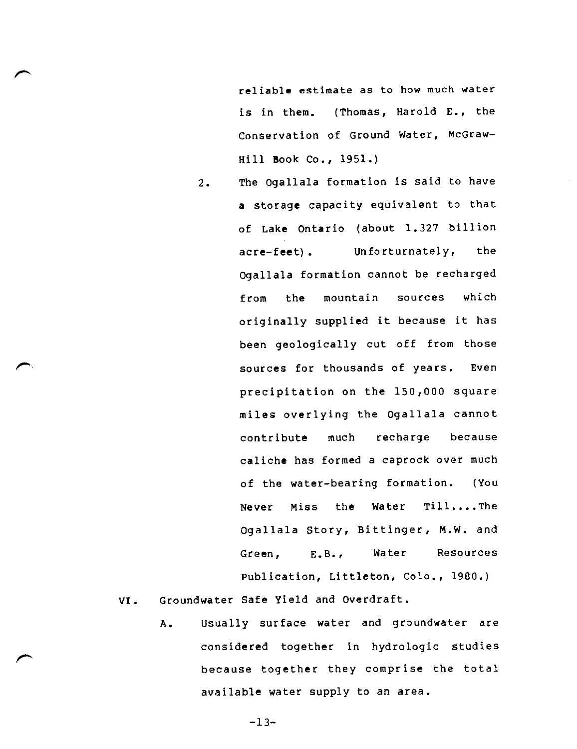reliable estimate as to how much water is in them. (Thomas, Harold E., the Conservation of Ground Water, McGraw-Hill Book Co., 1951.)

2. The Ogallala formation is said to have a storage capacity equivalent to that of Lake Ontario (about 1.327 billion acre-feet). Unfortunately, the Ogallala formation cannot be recharged from the mountain sources which originally supplied it because it has been geologically cut off from those sources for thousands of years. Even precipitation on the 150,000 square miles overlying the Ogallala cannot contribute much recharge because caliche has formed a caprock over much of the water-bearing formation. (You Never Miss the Water Till....The Ogallala Story, Bittinger, M.W. and Green, E.B., Water Resources Publication, Littleton, Colo., 1980.)

VI. Groundwater Safe Yield and Overdraft.

A. Usually surface water and groundwater are considered together in hydrologic studies because together they comprise the total available water supply to an area.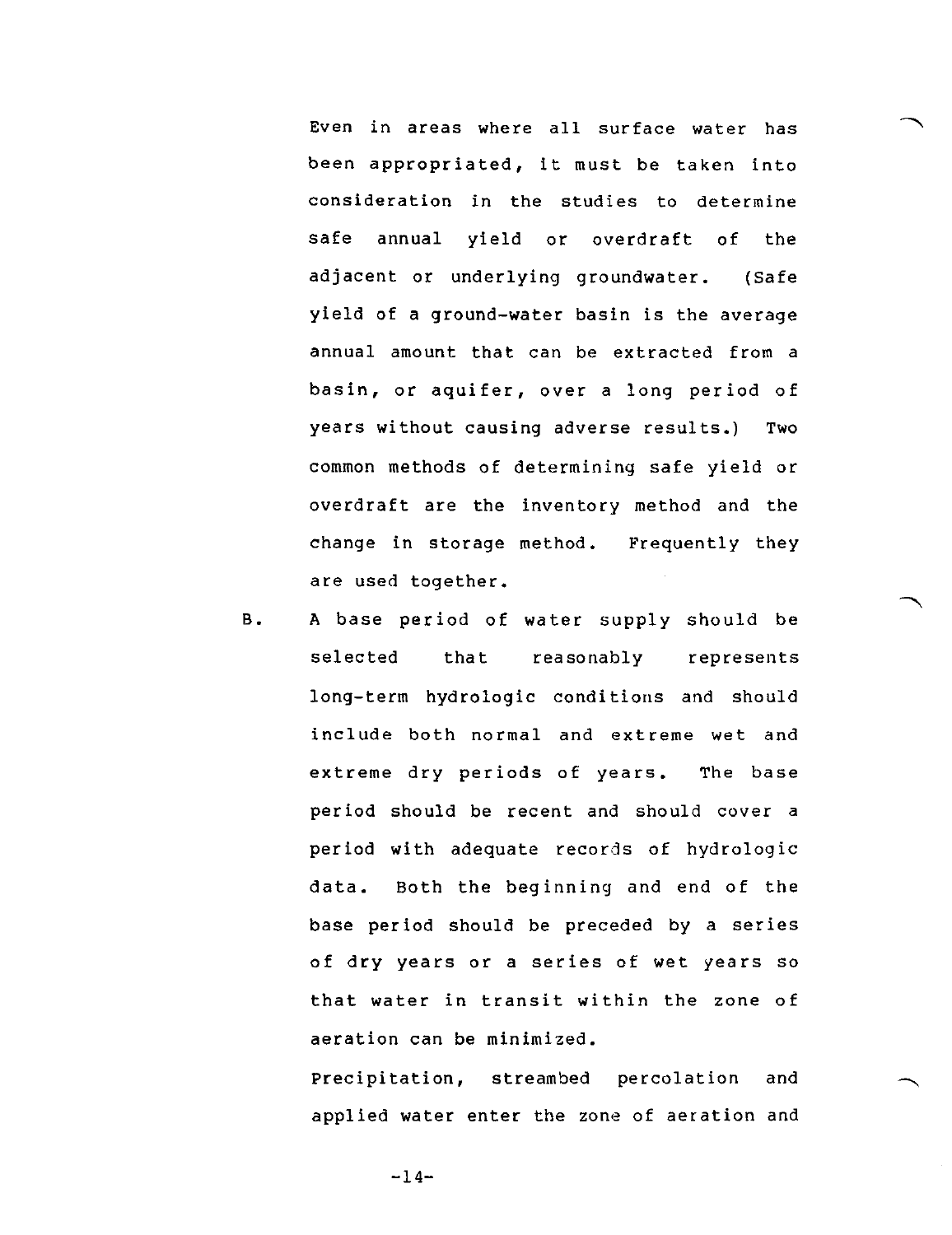Even in areas where all surface water has been appropriated, it must be taken into consideration in the studies to determine safe annual yield or overdraft of the adjacent or underlying groundwater. (Safe yield of a ground-water basin is the average annual amount that can be extracted from a basin, or aquifer, over a long period of years without causing adverse results.) Two common methods of determining safe yield or overdraft are the inventory method and the change in storage method. Frequently they are used together.

B. A base period of water supply should be selected that reasonably represents long-term hydrologic conditions and should include both normal and extreme wet and extreme dry periods of years. The base period should be recent and should cover a period with adequate records of hydrologic data. Both the beginning and end of the base period should be preceded by a series of dry years or a series of wet years so that water in transit within the zone of aeration can be minimized.

Precipitation, streambed percolation and applied water enter the zone of aeration and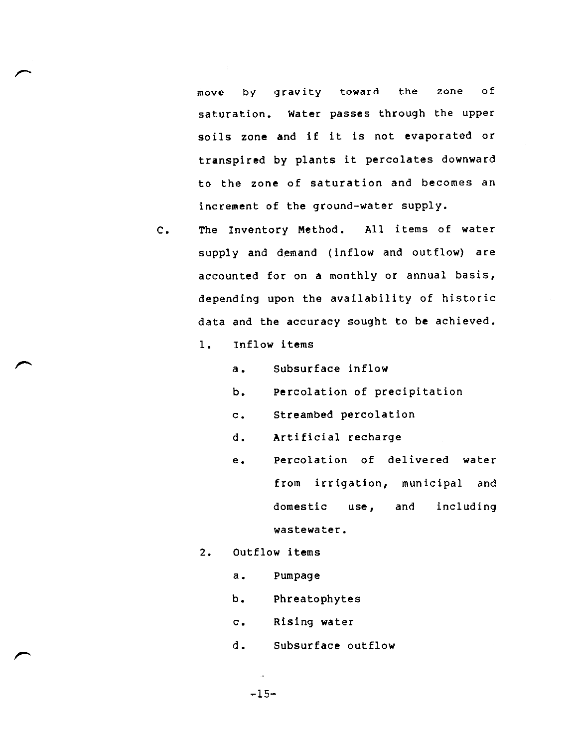move by gravity toward the zone of saturation. Water passes through the upper soils zone and if it is not evaporated or transpired by plants it percolates downward to the zone of saturation and becomes an increment of the ground-water supply.

C. The Inventory Method. All items of water supply and demand (inflow and outflow) are accounted for on a monthly or annual basis, depending upon the availability of historic data and the accuracy sought to be achieved.

1. Inflow items
   a. Subsurface inflow
   b. Percolation of precipitation
   c. Streambed percolation
   d. Artificial recharge
   e. Percolation of delivered water from irrigation, municipal and domestic use, and including wastewater.
2. Outflow items
   a. Pumpage
   b. Phreatophytes
   c. Rising water
   d. Subsurface outflow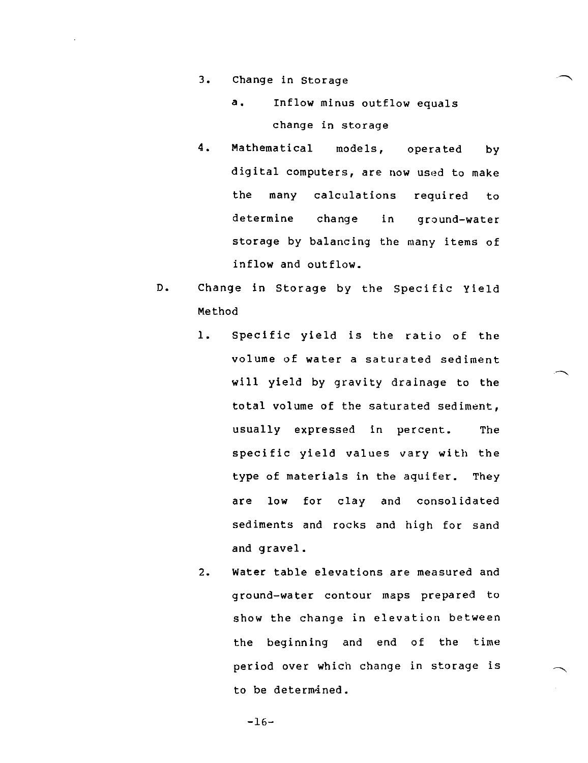3. Change in Storage

   a. Inflow minus outflow equals change in storage

4. Mathematical models, operated by digital computers, are now used to make the many calculations required to determine change in ground-water storage by balancing the many items of inflow and outflow.

D. Change in Storage by the Specific Yield Method

1. Specific yield is the ratio of the volume of water a saturated sediment will yield by gravity drainage to the total volume of the saturated sediment, usually expressed in percent. The specific yield values vary with the type of materials in the aquifer. They are low for clay and consolidated sediments and rocks and high for sand and gravel.

2. Water table elevations are measured and ground-water contour maps prepared to show the change in elevation between the beginning and end of the time period over which change in storage is to be determined.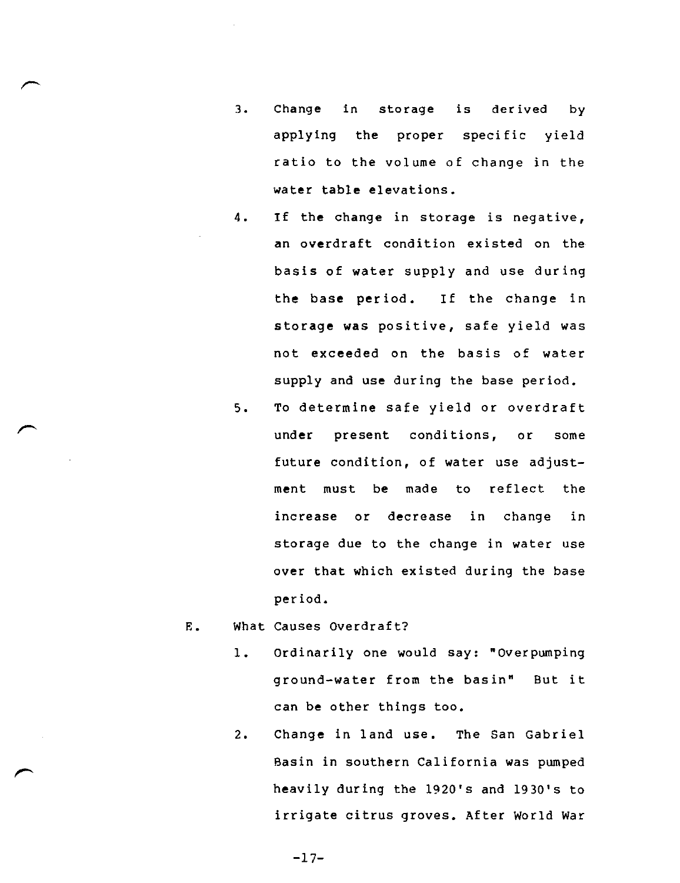3. Change in storage is derived by applying the proper specific yield ratio to the volume of change in the water table elevations.

4. If the change in storage is negative, an overdraft condition existed on the basis of water supply and use during the base period. If the change in storage was positive, safe yield was not exceeded on the basis of water supply and use during the base period.

5. To determine safe yield or overdraft under present conditions, or some future condition, of water use adjustment must be made to reflect the increase or decrease in change in storage due to the change in water use over that which existed during the base period.

E. What Causes Overdraft?

1. Ordinarily one would say: "Overpumping ground-water from the basin" But it can be other things too.

2. Change in land use. The San Gabriel Basin in southern California was pumped heavily during the 1920's and 1930's to irrigate citrus groves. After World War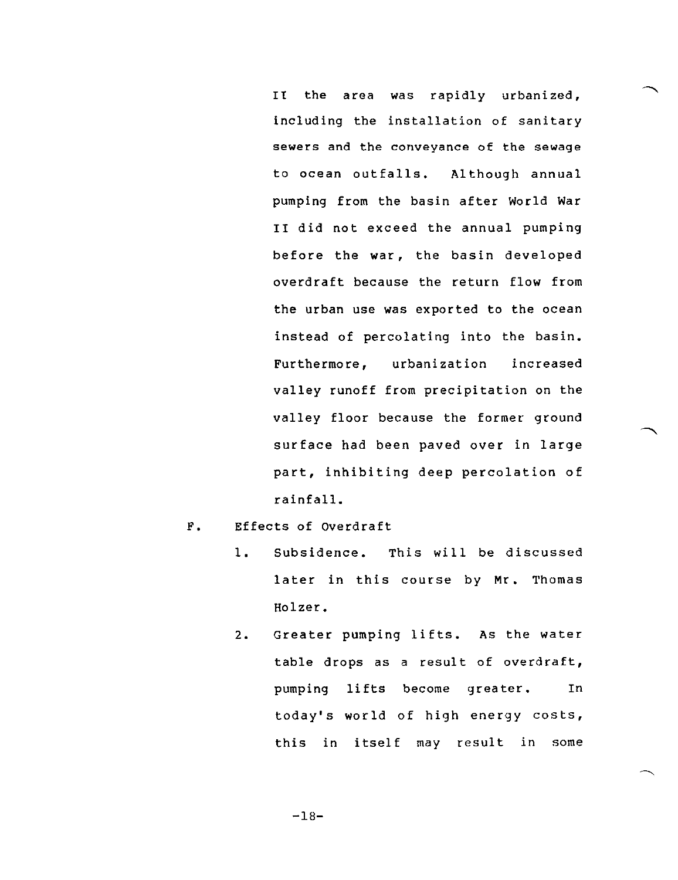II the area was rapidly urbanized, including the installation of sanitary sewers and the conveyance of the sewage to ocean outfalls. Although annual pumping from the basin after World War II did not exceed the annual pumping before the war, the basin developed overdraft because the return flow from the urban use was exported to the ocean instead of percolating into the basin. Furthermore, urbanization increased valley runoff from precipitation on the valley floor because the former ground surface had been paved over in large part, inhibiting deep percolation of rainfall.

F. Effects of Overdraft

1. Subsidence. This will be discussed later in this course by Mr. Thomas Holzer.

2. Greater pumping lifts. As the water table drops as a result of overdraft, pumping lifts become greater. In today's world of high energy costs, this in itself may result in some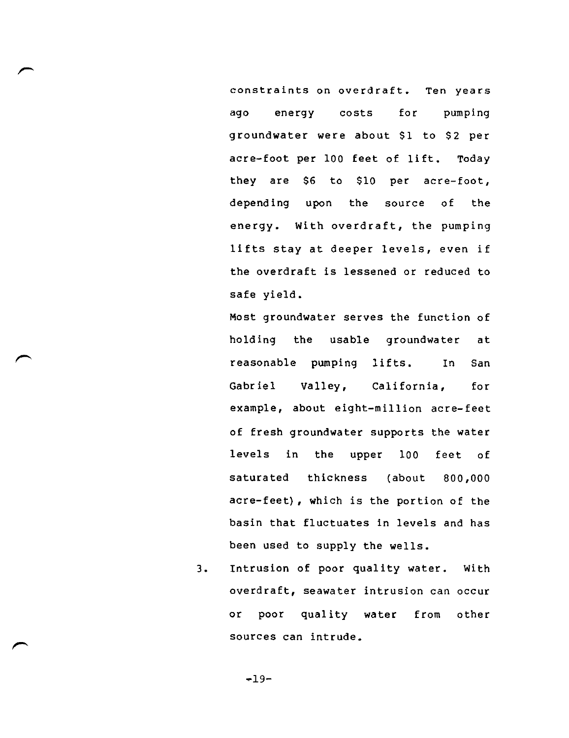constraints on overdraft. Ten years ago energy costs for pumping groundwater were about $1 to $2 per acre-foot per 100 feet of lift. Today they are $6 to $10 per acre-foot, depending upon the source of the energy. With overdraft, the pumping lifts stay at deeper levels, even if the overdraft is lessened or reduced to safe yield.

Most groundwater serves the function of holding the usable groundwater at reasonable pumping lifts. In San Gabriel Valley, California, for example, about eight-million acre-feet of fresh groundwater supports the water levels in the upper 100 feet of saturated thickness (about 800,000 acre-feet), which is the portion of the basin that fluctuates in levels and has been used to supply the wells.

3. Intrusion of poor quality water. With overdraft, seawater intrusion can occur or poor quality water from other sources can intrude.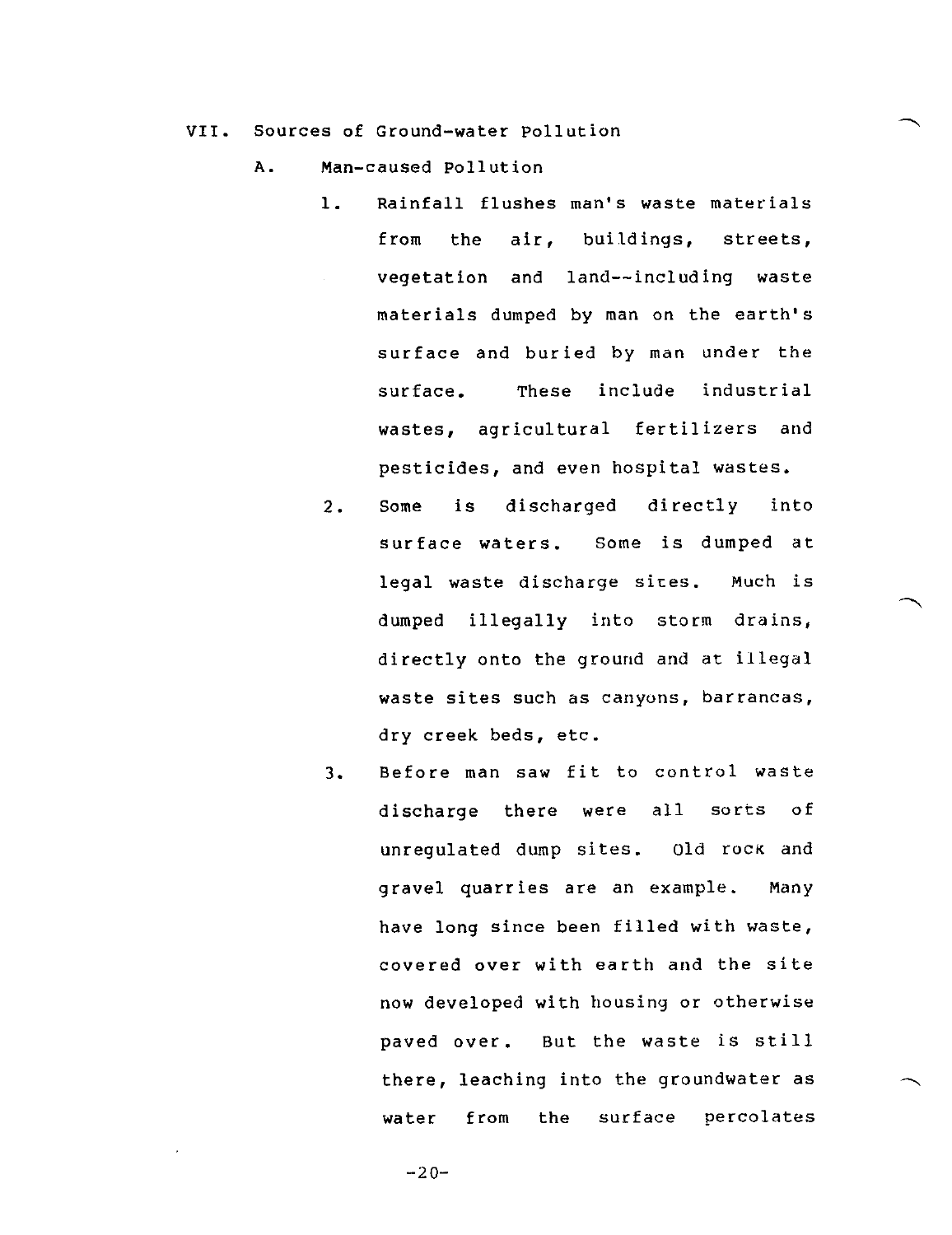VII. Sources of Ground-water Pollution

A. Man-caused Pollution

1. Rainfall flushes man's waste materials from the air, buildings, streets, vegetation and land--including waste materials dumped by man on the earth's surface and buried by man under the surface. These include industrial wastes, agricultural fertilizers and pesticides, and even hospital wastes.

2. Some is discharged directly into surface waters. Some is dumped at legal waste discharge sites. Much is dumped illegally into storm drains, directly onto the ground and at illegal waste sites such as canyons, barrancas, dry creek beds, etc.

3. Before man saw fit to control waste discharge there were all sorts of unregulated dump sites. Old rock and gravel quarries are an example. Many have long since been filled with waste, covered over with earth and the site now developed with housing or otherwise paved over. But the waste is still there, leaching into the groundwater as water from the surface percolates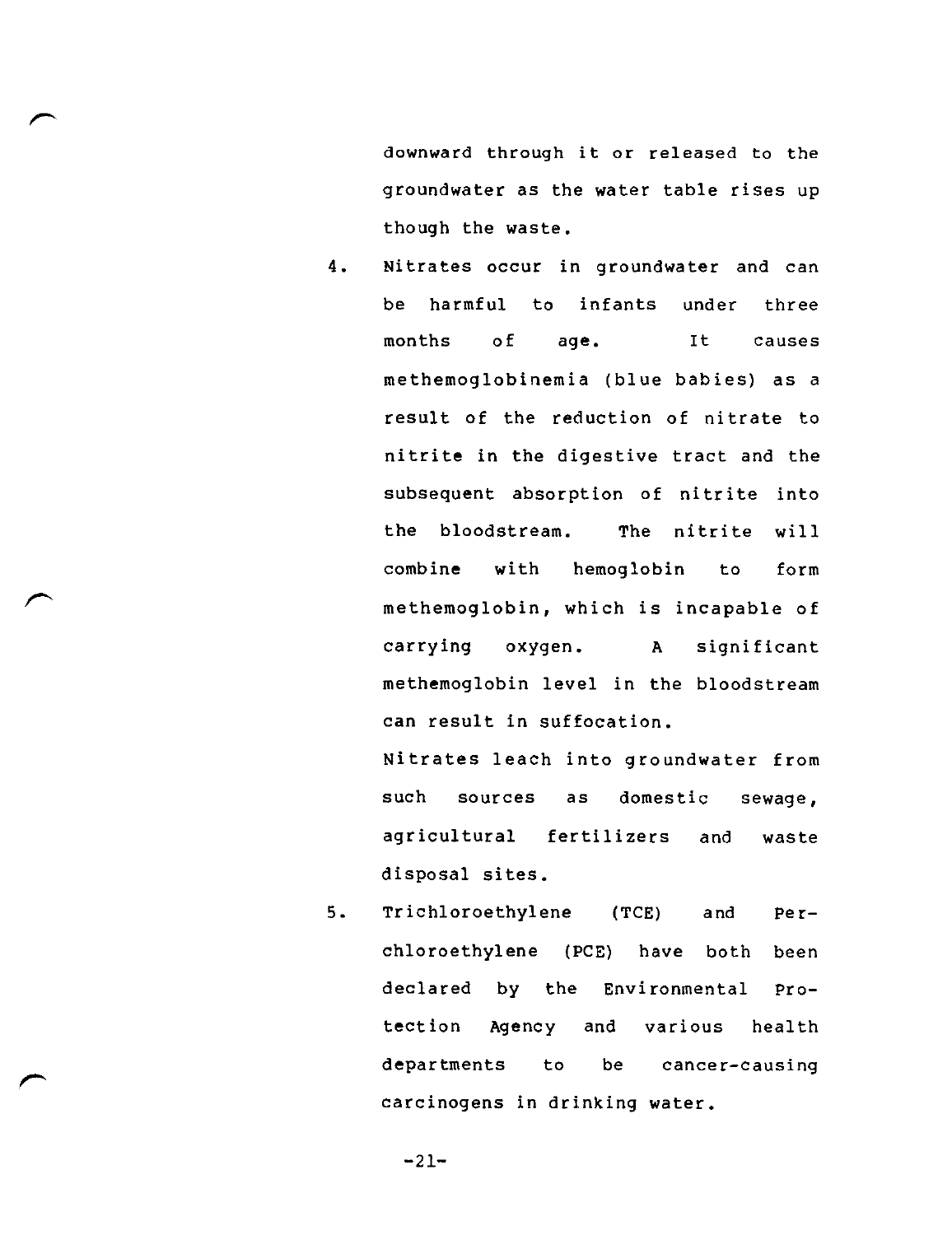downward through it or released to the groundwater as the water table rises up though the waste.

4. Nitrates occur in groundwater and can be harmful to infants under three months of age. It causes methemoglobinemia (blue babies) as a result of the reduction of nitrate to nitrite in the digestive tract and the subsequent absorption of nitrite into the bloodstream. The nitrite will combine with hemoglobin to form methemoglobin, which is incapable of carrying oxygen. A significant methemoglobin level in the bloodstream can result in suffocation.

   Nitrates leach into groundwater from such sources as domestic sewage, agricultural fertilizers and waste disposal sites.

5. Trichloroethylene (TCE) and Perchloroethylene (PCE) have both been declared by the Environmental Protection Agency and various health departments to be cancer-causing carcinogens in drinking water.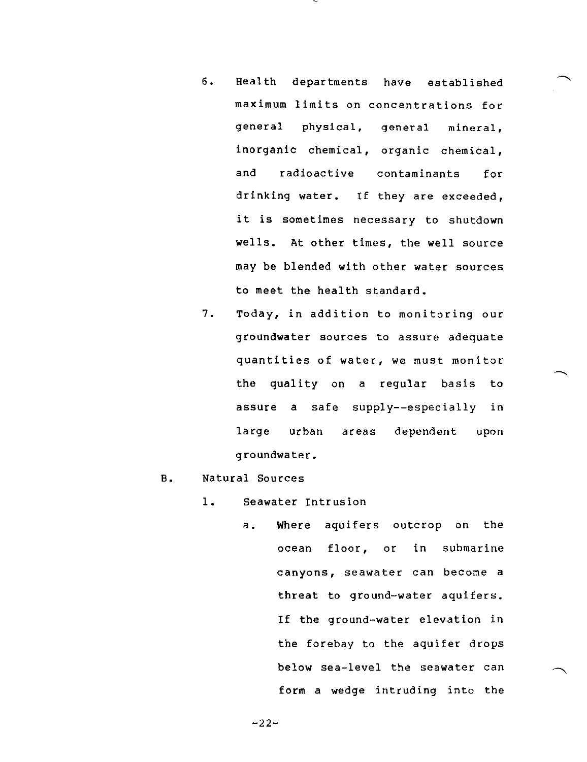6. Health departments have established maximum limits on concentrations for general physical, general mineral, inorganic chemical, organic chemical, and radioactive contaminants for drinking water. If they are exceeded, it is sometimes necessary to shutdown wells. At other times, the well source may be blended with other water sources to meet the health standard.

7. Today, in addition to monitoring our groundwater sources to assure adequate quantities of water, we must monitor the quality on a regular basis to assure a safe supply--especially in large urban areas dependent upon groundwater.

B. Natural Sources

   1. Seawater Intrusion

      a. Where aquifers outcrop on the ocean floor, or in submarine canyons, seawater can become a threat to ground-water aquifers. If the ground-water elevation in the forebay to the aquifer drops below sea-level the seawater can form a wedge intruding into the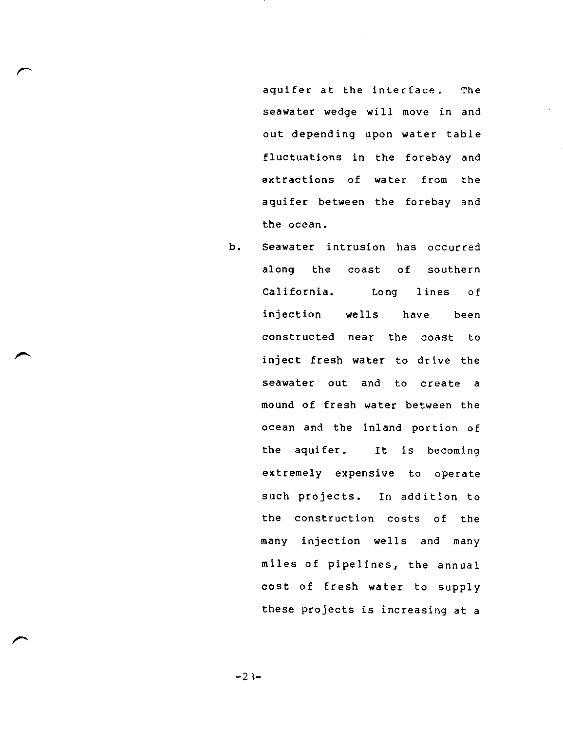aquifer at the interface. The seawater wedge will move in and out depending upon water table fluctuations in the forebay and extractions of water from the aquifer between the forebay and the ocean.

b. Seawater intrusion has occurred along the coast of southern California. Long lines of injection wells have been constructed near the coast to inject fresh water to drive the seawater out and to create a mound of fresh water between the ocean and the inland portion of the aquifer. It is becoming extremely expensive to operate such projects. In addition to the construction costs of the many injection wells and many miles of pipelines, the annual cost of fresh water to supply these projects is increasing at a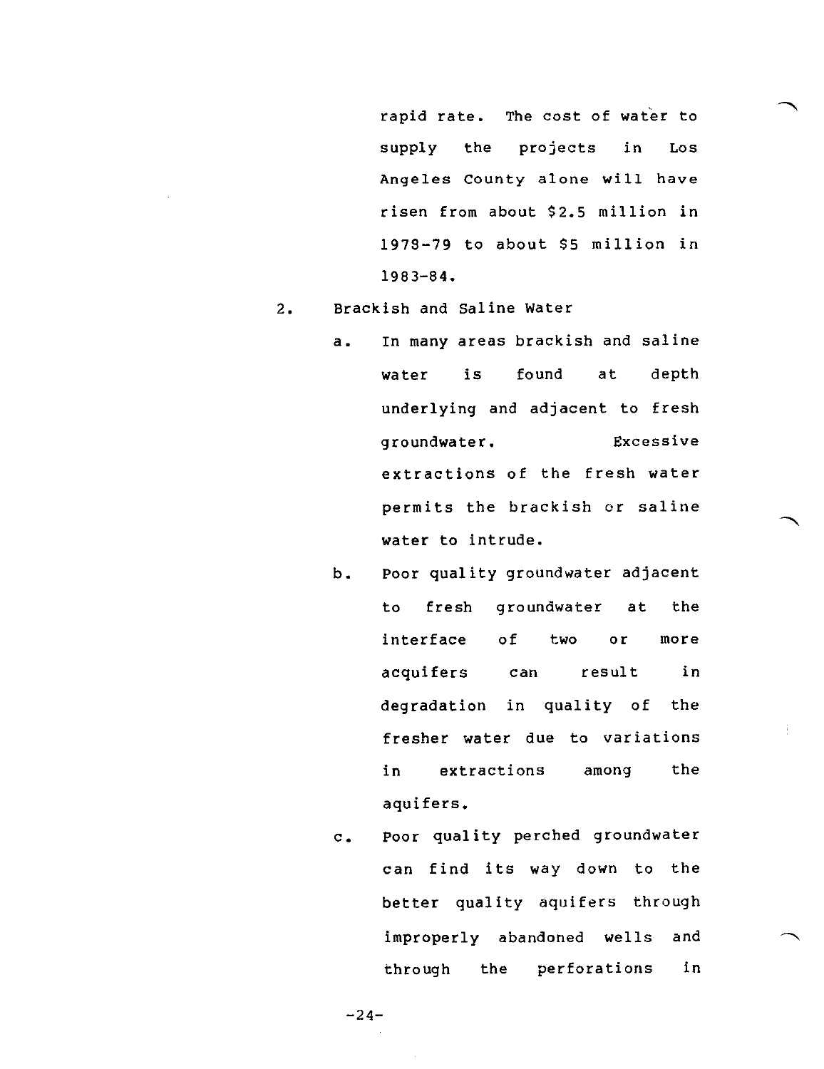rapid rate. The cost of water to supply the projects in Los Angeles County alone will have risen from about $2.5 million in 1978-79 to about $5 million in 1983-84.

2. Brackish and Saline Water

   a. In many areas brackish and saline water is found at depth underlying and adjacent to fresh groundwater. Excessive extractions of the fresh water permits the brackish or saline water to intrude.

   b. Poor quality groundwater adjacent to fresh groundwater at the interface of two or more acquifers can result in degradation in quality of the fresher water due to variations in extractions among the aquifers.

   c. Poor quality perched groundwater can find its way down to the better quality aquifers through improperly abandoned wells and through the perforations in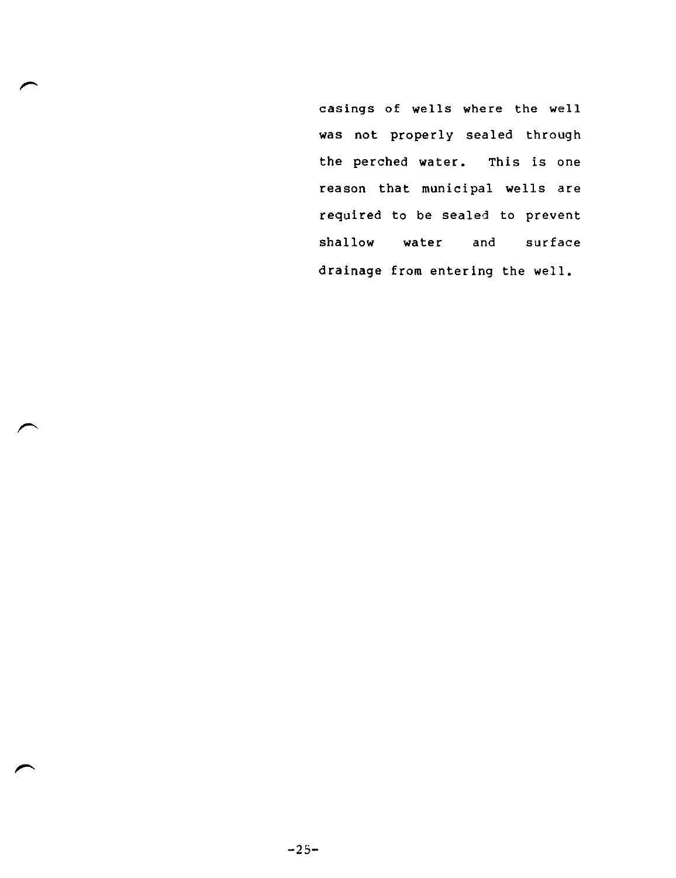casings of wells where the well was not properly sealed through the perched water. This is one reason that municipal wells are required to be sealed to prevent shallow water and surface drainage from entering the well.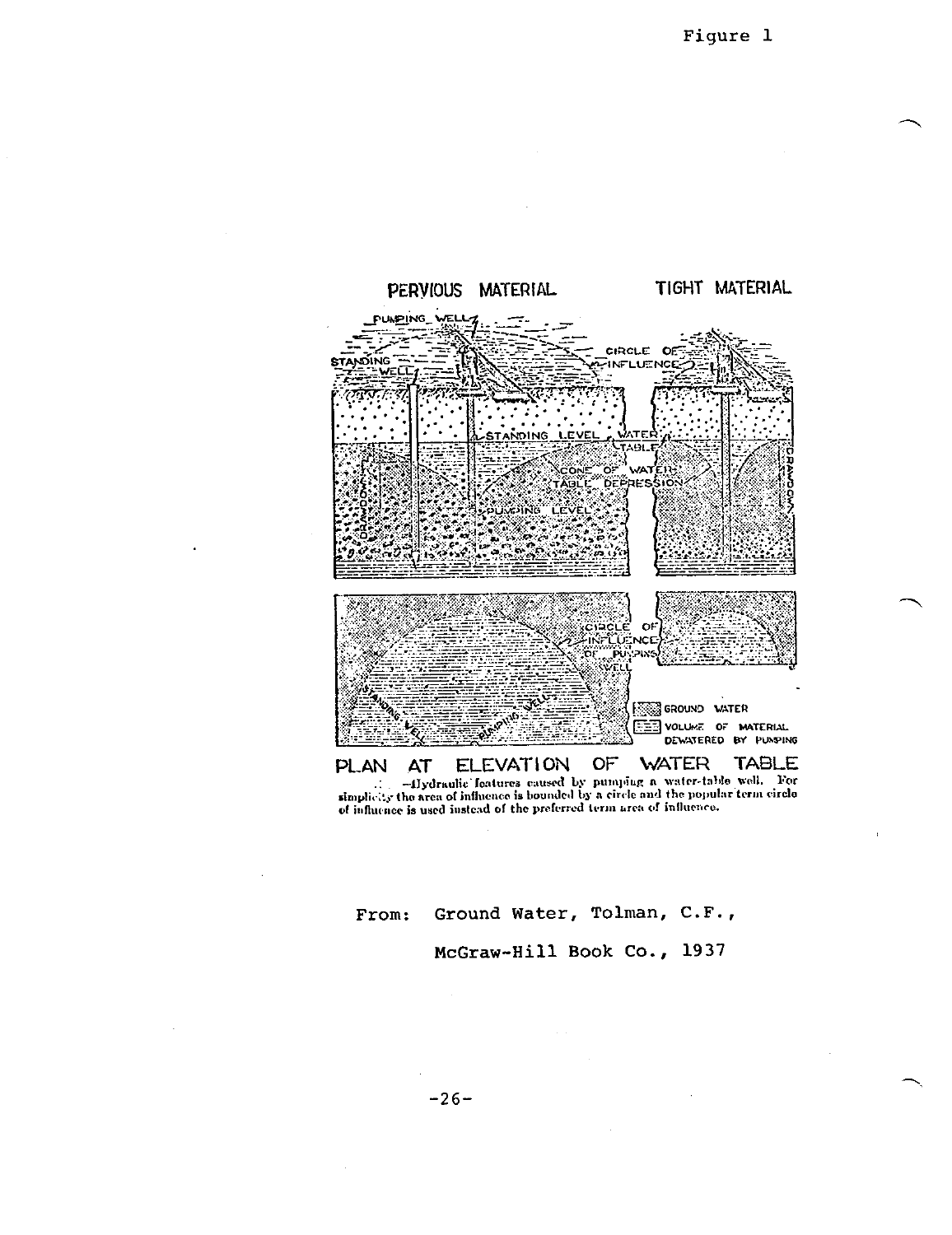Figure 1

PERVIOUS MATERIAL

TIGHT MATERIAL

PUMPING WELL

STANDING WELL

CIRCLE OF INFLUENCE

STANDING LEVEL

WATER TABLE

CONE OF WATER-TABLE DEPRESSION

PUMPING LEVEL

DRAWDOWN

CIRCLE OF INFLUENCE OF PUMPING WELL

STANDING WELL

PUMPING WELL

GROUND WATER

VOLUME OF MATERIAL DEWATERED BY PUMPING

PLAN AT ELEVATION OF WATER TABLE

—Hydraulic features caused by pumping a water-table well. For simplicity the area of influence is bounded by a circle and the popular term circle of influence is used instead of the preferred term area of influence.

From: Ground Water, Tolman, C.F., McGraw-Hill Book Co., 1937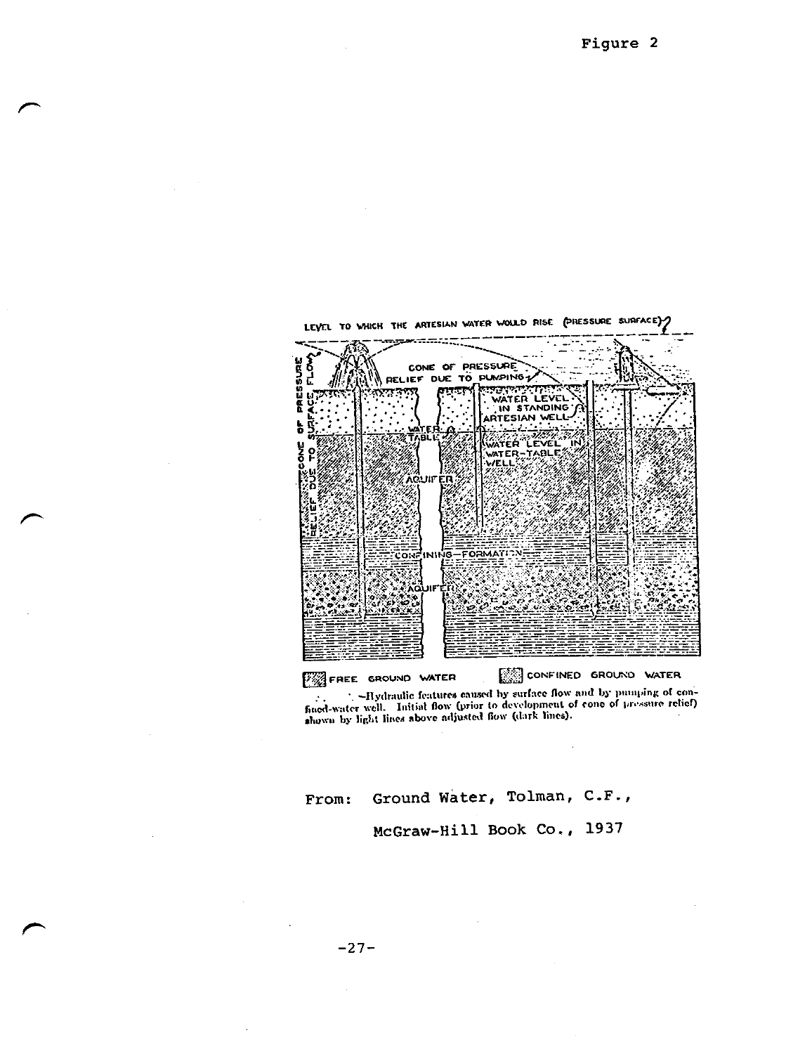Figure 2

—Hydraulic features caused by surface flow and by pumping of confined-water well. Initial flow (prior to development of cone of pressure relief) shown by light lines above adjusted flow (dark lines).

From: Ground Water, Tolman, C.F.,

McGraw-Hill Book Co., 1937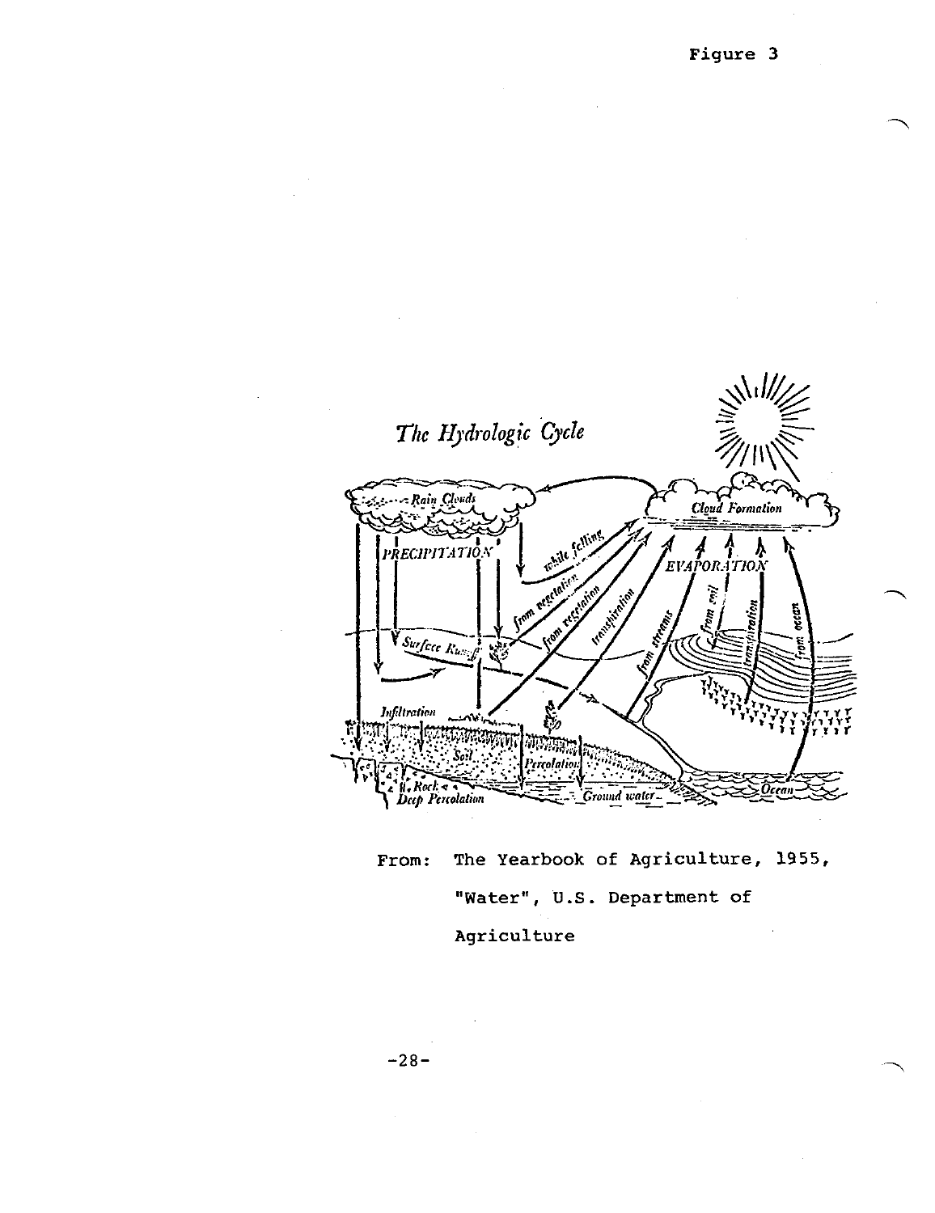Figure 3

The Hydrologic Cycle

Rain Clouds

Cloud Formation

PRECIPITATION

while falling

from vegetation

from vegetation

transpiration

EVAPORATION

from streams

from soil

transpiration

from ocean

Surface Runoff

Infiltration

Soil

Percolation

Rock

Deep Percolation

Ground water

Ocean

From: The Yearbook of Agriculture, 1955, "Water", U.S. Department of Agriculture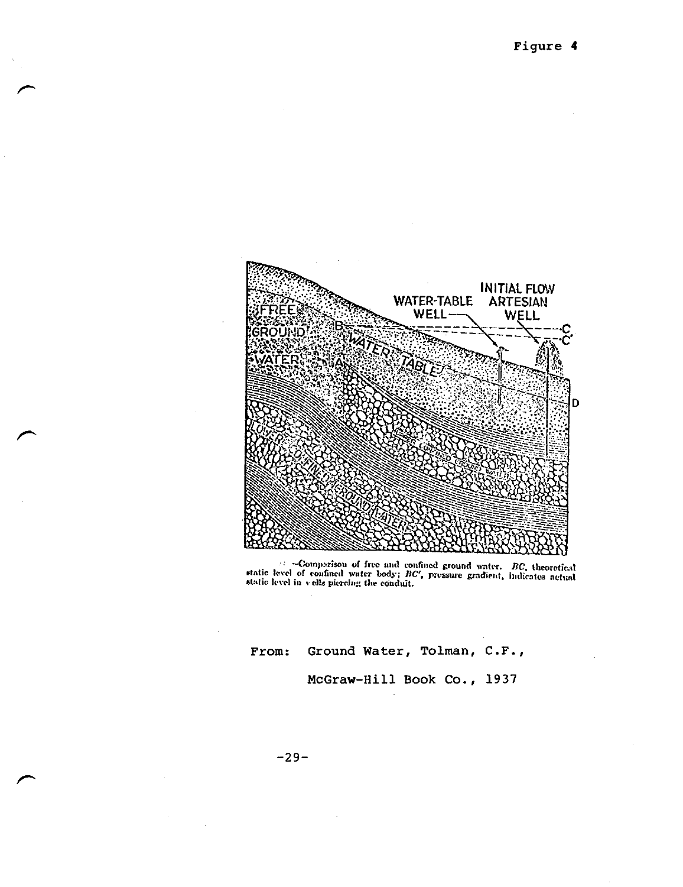Figure 4

INITIAL FLOW ARTESIAN WELL

WATER-TABLE WELL

FREE GROUND WATER

B

A

C

C'

D

WATER TABLE

UPPER CONFINED GROUND WATER

LOWER CONFINED GROUND WATER

—Comparison of free and confined ground water. *BC*, theoretical static level of confined water body; *BC'*, pressure gradient, indicates actual static level in wells piercing the conduit.

From: Ground Water, Tolman, C.F.,

McGraw-Hill Book Co., 1937